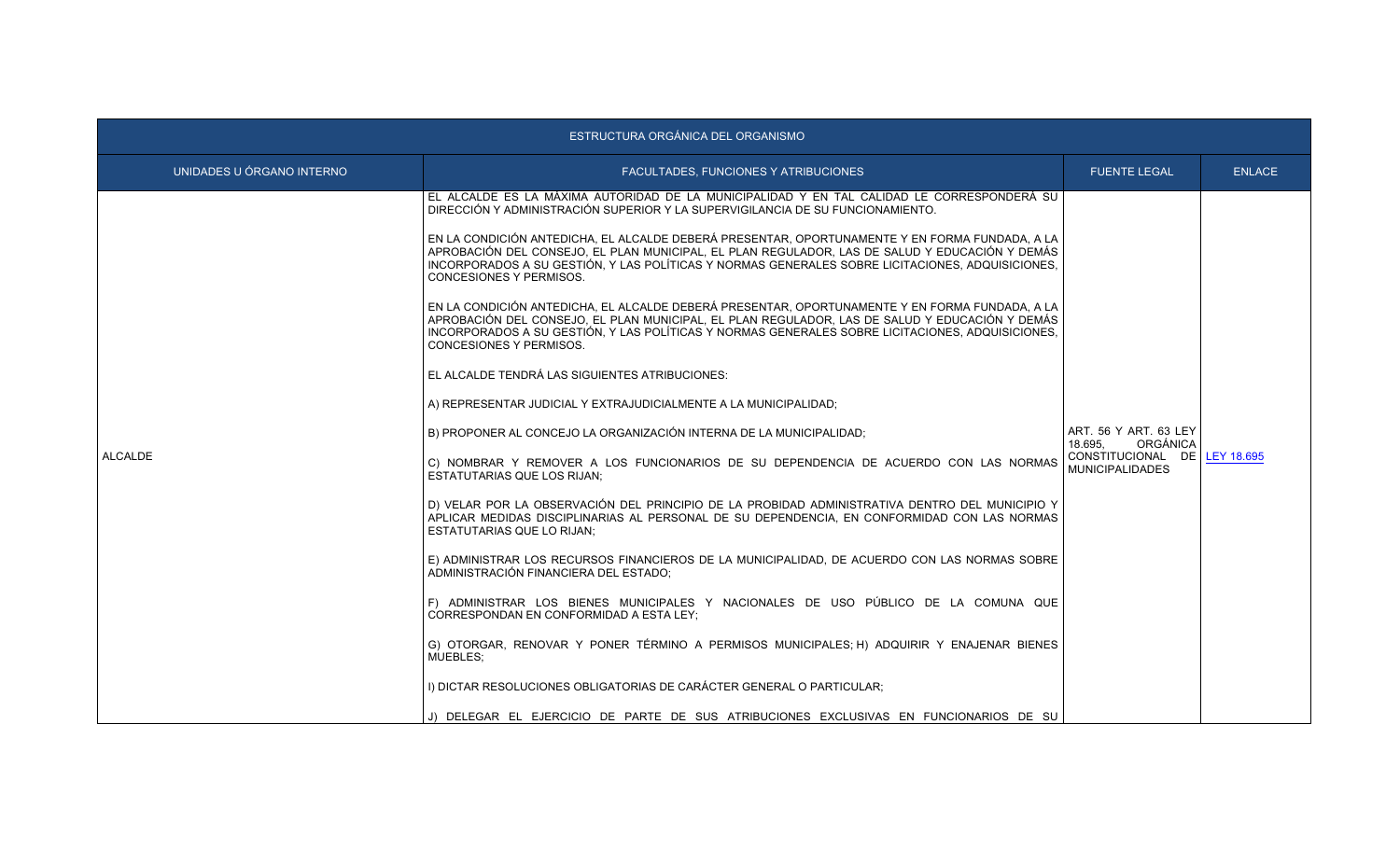| ESTRUCTURA ORGÁNICA DEL ORGANISMO | | | |
|---|---|---|---|
| UNIDADES U ÓRGANO INTERNO | FACULTADES, FUNCIONES Y ATRIBUCIONES | FUENTE LEGAL | ENLACE |
| ALCALDE | EL ALCALDE ES LA MÁXIMA AUTORIDAD DE LA MUNICIPALIDAD Y EN TAL CALIDAD LE CORRESPONDERÁ SU DIRECCIÓN Y ADMINISTRACIÓN SUPERIOR Y LA SUPERVIGILANCIA DE SU FUNCIONAMIENTO.<br><br>EN LA CONDICIÓN ANTEDICHA, EL ALCALDE DEBERÁ PRESENTAR, OPORTUNAMENTE Y EN FORMA FUNDADA, A LA APROBACIÓN DEL CONSEJO, EL PLAN MUNICIPAL, EL PLAN REGULADOR, LAS DE SALUD Y EDUCACIÓN Y DEMÁS INCORPORADOS A SU GESTIÓN, Y LAS POLÍTICAS Y NORMAS GENERALES SOBRE LICITACIONES, ADQUISICIONES, CONCESIONES Y PERMISOS.<br><br>EN LA CONDICIÓN ANTEDICHA, EL ALCALDE DEBERÁ PRESENTAR, OPORTUNAMENTE Y EN FORMA FUNDADA, A LA APROBACIÓN DEL CONSEJO, EL PLAN MUNICIPAL, EL PLAN REGULADOR, LAS DE SALUD Y EDUCACIÓN Y DEMÁS INCORPORADOS A SU GESTIÓN, Y LAS POLÍTICAS Y NORMAS GENERALES SOBRE LICITACIONES, ADQUISICIONES, CONCESIONES Y PERMISOS.<br><br>EL ALCALDE TENDRÁ LAS SIGUIENTES ATRIBUCIONES:<br><br>A) REPRESENTAR JUDICIAL Y EXTRAJUDICIALMENTE A LA MUNICIPALIDAD;<br><br>B) PROPONER AL CONCEJO LA ORGANIZACIÓN INTERNA DE LA MUNICIPALIDAD;<br><br>C) NOMBRAR Y REMOVER A LOS FUNCIONARIOS DE SU DEPENDENCIA DE ACUERDO CON LAS NORMAS ESTATUTARIAS QUE LOS RIJAN;<br><br>D) VELAR POR LA OBSERVACIÓN DEL PRINCIPIO DE LA PROBIDAD ADMINISTRATIVA DENTRO DEL MUNICIPIO Y APLICAR MEDIDAS DISCIPLINARIAS AL PERSONAL DE SU DEPENDENCIA, EN CONFORMIDAD CON LAS NORMAS ESTATUTARIAS QUE LO RIJAN;<br><br>E) ADMINISTRAR LOS RECURSOS FINANCIEROS DE LA MUNICIPALIDAD, DE ACUERDO CON LAS NORMAS SOBRE ADMINISTRACIÓN FINANCIERA DEL ESTADO;<br><br>F) ADMINISTRAR LOS BIENES MUNICIPALES Y NACIONALES DE USO PÚBLICO DE LA COMUNA QUE CORRESPONDAN EN CONFORMIDAD A ESTA LEY;<br><br>G) OTORGAR, RENOVAR Y PONER TÉRMINO A PERMISOS MUNICIPALES; H) ADQUIRIR Y ENAJENAR BIENES MUEBLES;<br><br>I) DICTAR RESOLUCIONES OBLIGATORIAS DE CARÁCTER GENERAL O PARTICULAR;<br><br>J) DELEGAR EL EJERCICIO DE PARTE DE SUS ATRIBUCIONES EXCLUSIVAS EN FUNCIONARIOS DE SU | ART. 56 Y ART. 63 LEY 18.695, ORGÁNICA CONSTITUCIONAL DE MUNICIPALIDADES | LEY 18.695 |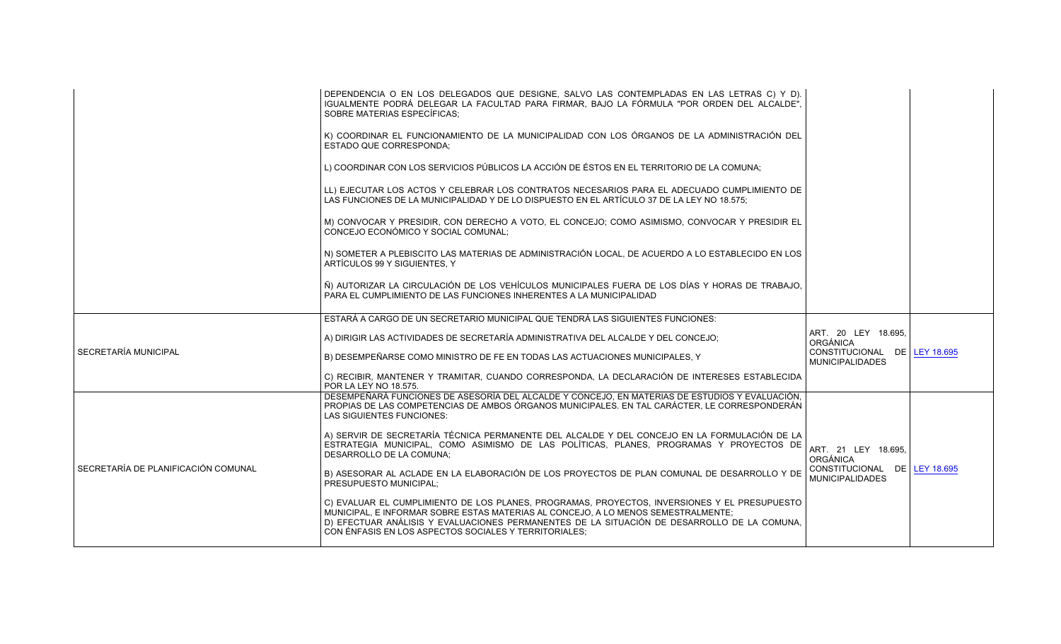| | | | |
|---|---|---|---|
| | DEPENDENCIA O EN LOS DELEGADOS QUE DESIGNE, SALVO LAS CONTEMPLADAS EN LAS LETRAS C) Y D). IGUALMENTE PODRÁ DELEGAR LA FACULTAD PARA FIRMAR, BAJO LA FÓRMULA "POR ORDEN DEL ALCALDE", SOBRE MATERIAS ESPECÍFICAS;<br><br>K) COORDINAR EL FUNCIONAMIENTO DE LA MUNICIPALIDAD CON LOS ÓRGANOS DE LA ADMINISTRACIÓN DEL ESTADO QUE CORRESPONDA;<br><br>L) COORDINAR CON LOS SERVICIOS PÚBLICOS LA ACCIÓN DE ÉSTOS EN EL TERRITORIO DE LA COMUNA;<br><br>LL) EJECUTAR LOS ACTOS Y CELEBRAR LOS CONTRATOS NECESARIOS PARA EL ADECUADO CUMPLIMIENTO DE LAS FUNCIONES DE LA MUNICIPALIDAD Y DE LO DISPUESTO EN EL ARTÍCULO 37 DE LA LEY NO 18.575;<br><br>M) CONVOCAR Y PRESIDIR, CON DERECHO A VOTO, EL CONCEJO; COMO ASIMISMO, CONVOCAR Y PRESIDIR EL CONCEJO ECONÓMICO Y SOCIAL COMUNAL;<br><br>N) SOMETER A PLEBISCITO LAS MATERIAS DE ADMINISTRACIÓN LOCAL, DE ACUERDO A LO ESTABLECIDO EN LOS ARTÍCULOS 99 Y SIGUIENTES, Y<br><br>Ñ) AUTORIZAR LA CIRCULACIÓN DE LOS VEHÍCULOS MUNICIPALES FUERA DE LOS DÍAS Y HORAS DE TRABAJO, PARA EL CUMPLIMIENTO DE LAS FUNCIONES INHERENTES A LA MUNICIPALIDAD | | |
| SECRETARÍA MUNICIPAL | ESTARÁ A CARGO DE UN SECRETARIO MUNICIPAL QUE TENDRÁ LAS SIGUIENTES FUNCIONES:<br><br>A) DIRIGIR LAS ACTIVIDADES DE SECRETARÍA ADMINISTRATIVA DEL ALCALDE Y DEL CONCEJO;<br><br>B) DESEMPEÑARSE COMO MINISTRO DE FE EN TODAS LAS ACTUACIONES MUNICIPALES, Y<br><br>C) RECIBIR, MANTENER Y TRAMITAR, CUANDO CORRESPONDA, LA DECLARACIÓN DE INTERESES ESTABLECIDA POR LA LEY NO 18.575. | ART. 20 LEY 18.695, ORGÁNICA CONSTITUCIONAL DE MUNICIPALIDADES | LEY 18.695 |
| SECRETARÍA DE PLANIFICACIÓN COMUNAL | DESEMPEÑARÁ FUNCIONES DE ASESORÍA DEL ALCALDE Y CONCEJO, EN MATERIAS DE ESTUDIOS Y EVALUACIÓN, PROPIAS DE LAS COMPETENCIAS DE AMBOS ÓRGANOS MUNICIPALES. EN TAL CARÁCTER, LE CORRESPONDERÁN LAS SIGUIENTES FUNCIONES:<br><br>A) SERVIR DE SECRETARÍA TÉCNICA PERMANENTE DEL ALCALDE Y DEL CONCEJO EN LA FORMULACIÓN DE LA ESTRATEGIA MUNICIPAL, COMO ASIMISMO DE LAS POLÍTICAS, PLANES, PROGRAMAS Y PROYECTOS DE DESARROLLO DE LA COMUNA;<br><br>B) ASESORAR AL ACLADE EN LA ELABORACIÓN DE LOS PROYECTOS DE PLAN COMUNAL DE DESARROLLO Y DE PRESUPUESTO MUNICIPAL;<br><br>C) EVALUAR EL CUMPLIMIENTO DE LOS PLANES, PROGRAMAS, PROYECTOS, INVERSIONES Y EL PRESUPUESTO MUNICIPAL, E INFORMAR SOBRE ESTAS MATERIAS AL CONCEJO, A LO MENOS SEMESTRALMENTE;<br>D) EFECTUAR ANÁLISIS Y EVALUACIONES PERMANENTES DE LA SITUACIÓN DE DESARROLLO DE LA COMUNA, CON ÉNFASIS EN LOS ASPECTOS SOCIALES Y TERRITORIALES; | ART. 21 LEY 18.695, ORGÁNICA CONSTITUCIONAL DE MUNICIPALIDADES | LEY 18.695 |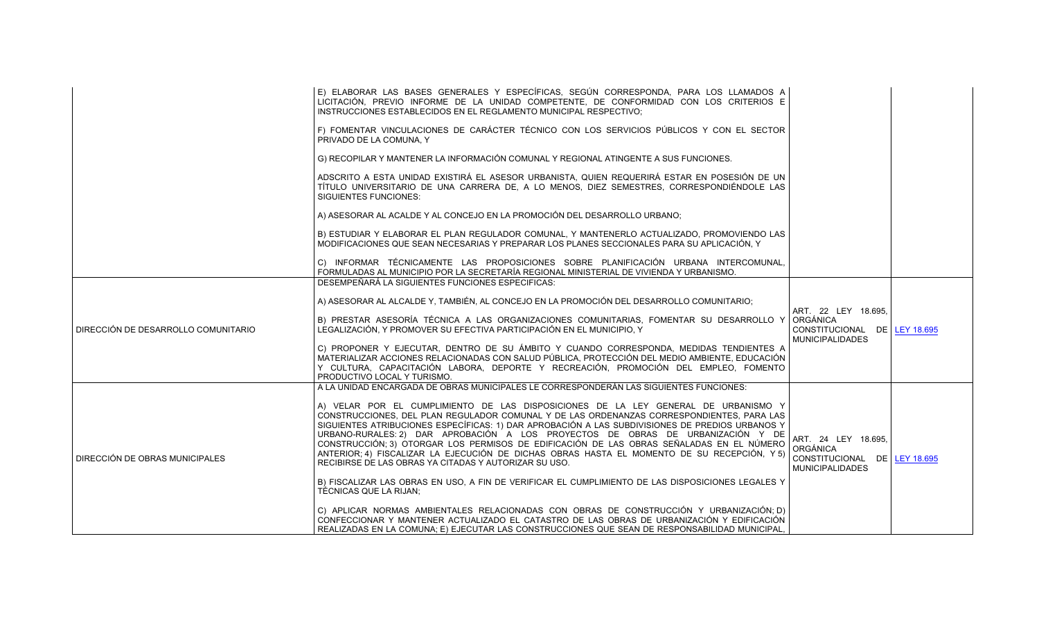| | | | |
|---|---|---|---|
| | E) ELABORAR LAS BASES GENERALES Y ESPECÍFICAS, SEGÚN CORRESPONDA, PARA LOS LLAMADOS A LICITACIÓN, PREVIO INFORME DE LA UNIDAD COMPETENTE, DE CONFORMIDAD CON LOS CRITERIOS E INSTRUCCIONES ESTABLECIDOS EN EL REGLAMENTO MUNICIPAL RESPECTIVO;<br><br>F) FOMENTAR VINCULACIONES DE CARÁCTER TÉCNICO CON LOS SERVICIOS PÚBLICOS Y CON EL SECTOR PRIVADO DE LA COMUNA, Y<br><br>G) RECOPILAR Y MANTENER LA INFORMACIÓN COMUNAL Y REGIONAL ATINGENTE A SUS FUNCIONES.<br><br>ADSCRITO A ESTA UNIDAD EXISTIRÁ EL ASESOR URBANISTA, QUIEN REQUERIRÁ ESTAR EN POSESIÓN DE UN TÍTULO UNIVERSITARIO DE UNA CARRERA DE, A LO MENOS, DIEZ SEMESTRES, CORRESPONDIÉNDOLE LAS SIGUIENTES FUNCIONES:<br><br>A) ASESORAR AL ACALDE Y AL CONCEJO EN LA PROMOCIÓN DEL DESARROLLO URBANO;<br><br>B) ESTUDIAR Y ELABORAR EL PLAN REGULADOR COMUNAL, Y MANTENERLO ACTUALIZADO, PROMOVIENDO LAS MODIFICACIONES QUE SEAN NECESARIAS Y PREPARAR LOS PLANES SECCIONALES PARA SU APLICACIÓN, Y<br><br>C) INFORMAR TÉCNICAMENTE LAS PROPOSICIONES SOBRE PLANIFICACIÓN URBANA INTERCOMUNAL, FORMULADAS AL MUNICIPIO POR LA SECRETARÍA REGIONAL MINISTERIAL DE VIVIENDA Y URBANISMO. | | |
| DIRECCIÓN DE DESARROLLO COMUNITARIO | DESEMPEÑARÁ LA SIGUIENTES FUNCIONES ESPECIFICAS:<br><br>A) ASESORAR AL ALCALDE Y, TAMBIÉN, AL CONCEJO EN LA PROMOCIÓN DEL DESARROLLO COMUNITARIO;<br><br>B) PRESTAR ASESORÍA TÉCNICA A LAS ORGANIZACIONES COMUNITARIAS, FOMENTAR SU DESARROLLO Y LEGALIZACIÓN, Y PROMOVER SU EFECTIVA PARTICIPACIÓN EN EL MUNICIPIO, Y<br><br>C) PROPONER Y EJECUTAR, DENTRO DE SU ÁMBITO Y CUANDO CORRESPONDA, MEDIDAS TENDIENTES A MATERIALIZAR ACCIONES RELACIONADAS CON SALUD PÚBLICA, PROTECCIÓN DEL MEDIO AMBIENTE, EDUCACIÓN Y CULTURA, CAPACITACIÓN LABORA, DEPORTE Y RECREACIÓN, PROMOCIÓN DEL EMPLEO, FOMENTO PRODUCTIVO LOCAL Y TURISMO. | ART. 22 LEY 18.695, ORGÁNICA CONSTITUCIONAL DE MUNICIPALIDADES | LEY 18.695 |
| DIRECCIÓN DE OBRAS MUNICIPALES | A LA UNIDAD ENCARGADA DE OBRAS MUNICIPALES LE CORRESPONDERÁN LAS SIGUIENTES FUNCIONES:<br><br>A) VELAR POR EL CUMPLIMIENTO DE LAS DISPOSICIONES DE LA LEY GENERAL DE URBANISMO Y CONSTRUCCIONES, DEL PLAN REGULADOR COMUNAL Y DE LAS ORDENANZAS CORRESPONDIENTES, PARA LAS SIGUIENTES ATRIBUCIONES ESPECÍFICAS: 1) DAR APROBACIÓN A LAS SUBDIVISIONES DE PREDIOS URBANOS Y URBANO-RURALES: 2) DAR APROBACIÓN A LOS PROYECTOS DE OBRAS DE URBANIZACIÓN Y DE CONSTRUCCIÓN; 3) OTORGAR LOS PERMISOS DE EDIFICACIÓN DE LAS OBRAS SEÑALADAS EN EL NÚMERO ANTERIOR; 4) FISCALIZAR LA EJECUCIÓN DE DICHAS OBRAS HASTA EL MOMENTO DE SU RECEPCIÓN, Y 5) RECIBIRSE DE LAS OBRAS YA CITADAS Y AUTORIZAR SU USO.<br><br>B) FISCALIZAR LAS OBRAS EN USO, A FIN DE VERIFICAR EL CUMPLIMIENTO DE LAS DISPOSICIONES LEGALES Y TÉCNICAS QUE LA RIJAN;<br><br>C) APLICAR NORMAS AMBIENTALES RELACIONADAS CON OBRAS DE CONSTRUCCIÓN Y URBANIZACIÓN; D) CONFECCIONAR Y MANTENER ACTUALIZADO EL CATASTRO DE LAS OBRAS DE URBANIZACIÓN Y EDIFICACIÓN REALIZADAS EN LA COMUNA; E) EJECUTAR LAS CONSTRUCCIONES QUE SEAN DE RESPONSABILIDAD MUNICIPAL, | ART. 24 LEY 18.695, ORGÁNICA CONSTITUCIONAL DE MUNICIPALIDADES | LEY 18.695 |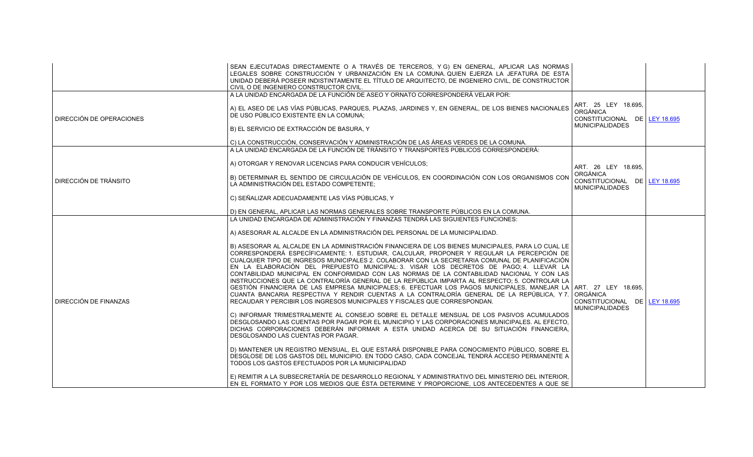| | | | |
|---|---|---|---|
| | SEAN EJECUTADAS DIRECTAMENTE O A TRAVÉS DE TERCEROS, Y G) EN GENERAL, APLICAR LAS NORMAS LEGALES SOBRE CONSTRUCCIÓN Y URBANIZACIÓN EN LA COMUNA. QUIEN EJERZA LA JEFATURA DE ESTA UNIDAD DEBERÁ POSEER INDISTINTAMENTE EL TÍTULO DE ARQUITECTO, DE INGENIERO CIVIL, DE CONSTRUCTOR CIVIL O DE INGENIERO CONSTRUCTOR CIVIL. | | |
| DIRECCIÓN DE OPERACIONES | A LA UNIDAD ENCARGADA DE LA FUNCIÓN DE ASEO Y ORNATO CORRESPONDERÁ VELAR POR:<br><br>A) EL ASEO DE LAS VÍAS PÚBLICAS, PARQUES, PLAZAS, JARDINES Y, EN GENERAL, DE LOS BIENES NACIONALES DE USO PÚBLICO EXISTENTE EN LA COMUNA;<br><br>B) EL SERVICIO DE EXTRACCIÓN DE BASURA, Y<br><br>C) LA CONSTRUCCIÓN, CONSERVACIÓN Y ADMINISTRACIÓN DE LAS ÁREAS VERDES DE LA COMUNA. | ART. 25 LEY 18.695, ORGÁNICA CONSTITUCIONAL DE MUNICIPALIDADES | LEY 18.695 |
| DIRECCIÓN DE TRÁNSITO | A LA UNIDAD ENCARGADA DE LA FUNCIÓN DE TRÁNSITO Y TRANSPORTES PÚBLICOS CORRESPONDERÁ:<br><br>A) OTORGAR Y RENOVAR LICENCIAS PARA CONDUCIR VEHÍCULOS;<br><br>B) DETERMINAR EL SENTIDO DE CIRCULACIÓN DE VEHÍCULOS, EN COORDINACIÓN CON LOS ORGANISMOS CON LA ADMINISTRACIÓN DEL ESTADO COMPETENTE;<br><br>C) SEÑALIZAR ADECUADAMENTE LAS VÍAS PÚBLICAS, Y<br><br>D) EN GENERAL, APLICAR LAS NORMAS GENERALES SOBRE TRANSPORTE PÚBLICOS EN LA COMUNA. | ART. 26 LEY 18.695, ORGÁNICA CONSTITUCIONAL DE MUNICIPALIDADES | LEY 18.695 |
| DIRECCIÓN DE FINANZAS | LA UNIDAD ENCARGADA DE ADMINISTRACIÓN Y FINANZAS TENDRÁ LAS SIGUIENTES FUNCIONES:<br><br>A) ASESORAR AL ALCALDE EN LA ADMINISTRACIÓN DEL PERSONAL DE LA MUNICIPALIDAD.<br><br>B) ASESORAR AL ALCALDE EN LA ADMINISTRACIÓN FINANCIERA DE LOS BIENES MUNICIPALES, PARA LO CUAL LE CORRESPONDERÁ ESPECÍFICAMENTE: 1. ESTUDIAR, CALCULAR, PROPONER Y REGULAR LA PERCEPCIÓN DE CUALQUIER TIPO DE INGRESOS MUNICIPALES 2. COLABORAR CON LA SECRETARIA COMUNAL DE PLANIFICACIÓN EN LA ELABORACIÓN DEL PREPUESTO MUNICIPAL: 3. VISAR LOS DECRETOS DE PAGO; 4. LLEVAR LA CONTABILIDAD MUNICIPAL EN CONFORMIDAD CON LAS NORMAS DE LA CONTABILIDAD NACIONAL Y CON LAS INSTRUCCIONES QUE LA CONTRALORÍA GENERAL DE LA REPÚBLICA IMPARTA AL RESPECTO; 5. CONTROLAR LA GESTIÓN FINANCIERA DE LAS EMPRESA MUNICIPALES; 6. EFECTUAR LOS PAGOS MUNICIPALES, MANEJAR LA CUANTA BANCARIA RESPECTIVA Y RENDIR CUENTAS A LA CONTRALORÍA GENERAL DE LA REPÚBLICA, Y 7. RECAUDAR Y PERCIBIR LOS INGRESOS MUNICIPALES Y FISCALES QUE CORRESPONDAN.<br><br>C) INFORMAR TRIMESTRALMENTE AL CONSEJO SOBRE EL DETALLE MENSUAL DE LOS PASIVOS ACUMULADOS DESGLOSANDO LAS CUENTAS POR PAGAR POR EL MUNICIPIO Y LAS CORPORACIONES MUNICIPALES. AL EFECTO, DICHAS CORPORACIONES DEBERÁN INFORMAR A ESTA UNIDAD ACERCA DE SU SITUACIÓN FINANCIERA, DESGLOSANDO LAS CUENTAS POR PAGAR.<br><br>D) MANTENER UN REGISTRO MENSUAL, EL QUE ESTARÁ DISPONIBLE PARA CONOCIMIENTO PÚBLICO, SOBRE EL DESGLOSE DE LOS GASTOS DEL MUNICIPIO. EN TODO CASO, CADA CONCEJAL TENDRÁ ACCESO PERMANENTE A TODOS LOS GASTOS EFECTUADOS POR LA MUNICIPALIDAD<br><br>E) REMITIR A LA SUBSECRETARÍA DE DESARROLLO REGIONAL Y ADMINISTRATIVO DEL MINISTERIO DEL INTERIOR, EN EL FORMATO Y POR LOS MEDIOS QUE ÉSTA DETERMINE Y PROPORCIONE, LOS ANTECEDENTES A QUE SE | ART. 27 LEY 18.695, ORGÁNICA CONSTITUCIONAL DE MUNICIPALIDADES | LEY 18.695 |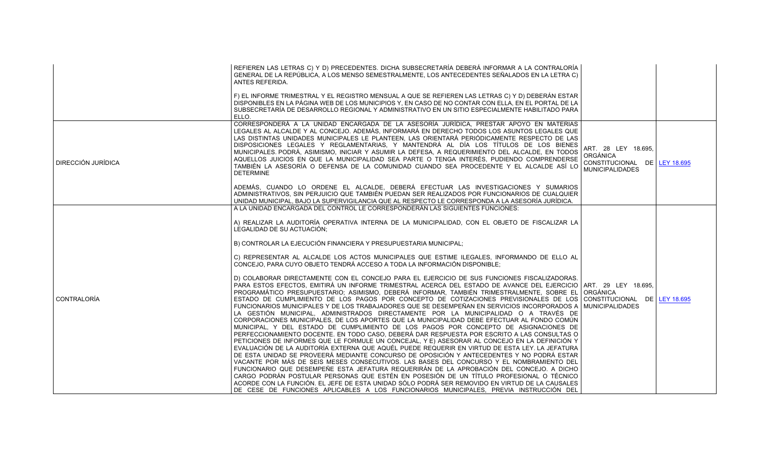| | | | |
|---|---|---|---|
| | REFIEREN LAS LETRAS C) Y D) PRECEDENTES. DICHA SUBSECRETARÍA DEBERÁ INFORMAR A LA CONTRALORÍA GENERAL DE LA REPÚBLICA, A LOS MENSO SEMESTRALMENTE, LOS ANTECEDENTES SEÑALADOS EN LA LETRA C) ANTES REFERIDA.<br><br>F) EL INFORME TRIMESTRAL Y EL REGISTRO MENSUAL A QUE SE REFIEREN LAS LETRAS C) Y D) DEBERÁN ESTAR DISPONIBLES EN LA PÁGINA WEB DE LOS MUNICIPIOS Y, EN CASO DE NO CONTAR CON ELLA, EN EL PORTAL DE LA SUBSECRETARÍA DE DESARROLLO REGIONAL Y ADMINISTRATIVO EN UN SITIO ESPECIALMENTE HABILITADO PARA ELLO. | | |
| DIRECCIÓN JURÍDICA | CORRESPONDERÁ A LA UNIDAD ENCARGADA DE LA ASESORÍA JURÍDICA, PRESTAR APOYO EN MATERIAS LEGALES AL ALCALDE Y AL CONCEJO. ADEMÁS, INFORMARÁ EN DERECHO TODOS LOS ASUNTOS LEGALES QUE LAS DISTINTAS UNIDADES MUNICIPALES LE PLANTEEN, LAS ORIENTARÁ PERIÓDICAMENTE RESPECTO DE LAS DISPOSICIONES LEGALES Y REGLAMENTARIAS, Y MANTENDRÁ AL DÍA LOS TÍTULOS DE LOS BIENES MUNICIPALES. PODRÁ, ASIMISMO, INICIAR Y ASUMIR LA DEFENSA, A REQUERIMIENTO DEL ALCALDE, EN TODOS AQUELLOS JUICIOS EN QUE LA MUNICIPALIDAD SEA PARTE O TENGA INTERÉS, PUDIENDO COMPRENDERSE TAMBIÉN LA ASESORÍA O DEFENSA DE LA COMUNIDAD CUANDO SEA PROCEDENTE Y EL ALCALDE ASÍ LO DETERMINE<br><br>ADEMÁS, CUANDO LO ORDENE EL ALCALDE, DEBERÁ EFECTUAR LAS INVESTIGACIONES Y SUMARIOS ADMINISTRATIVOS, SIN PERJUICIO QUE TAMBIÉN PUEDAN SER REALIZADOS POR FUNCIONARIOS DE CUALQUIER UNIDAD MUNICIPAL, BAJO LA SUPERVIGILANCIA QUE AL RESPECTO LE CORRESPONDA A LA ASESORÍA JURÍDICA. | ART. 28 LEY 18.695, ORGÁNICA CONSTITUCIONAL DE MUNICIPALIDADES | LEY 18.695 |
| CONTRALORÍA | A LA UNIDAD ENCARGADA DEL CONTROL LE CORRESPONDERÁN LAS SIGUIENTES FUNCIONES:<br><br>A) REALIZAR LA AUDITORÍA OPERATIVA INTERNA DE LA MUNICIPALIDAD, CON EL OBJETO DE FISCALIZAR LA LEGALIDAD DE SU ACTUACIÓN;<br><br>B) CONTROLAR LA EJECUCIÓN FINANCIERA Y PRESUPUESTARIA MUNICIPAL;<br><br>C) REPRESENTAR AL ALCALDE LOS ACTOS MUNICIPALES QUE ESTIME ILEGALES, INFORMANDO DE ELLO AL CONCEJO, PARA CUYO OBJETO TENDRÁ ACCESO A TODA LA INFORMACIÓN DISPONIBLE;<br><br>D) COLABORAR DIRECTAMENTE CON EL CONCEJO PARA EL EJERCICIO DE SUS FUNCIONES FISCALIZADORAS. PARA ESTOS EFECTOS, EMITIRÁ UN INFORME TRIMESTRAL ACERCA DEL ESTADO DE AVANCE DEL EJERCICIO PROGRAMÁTICO PRESUPUESTARIO; ASIMISMO, DEBERÁ INFORMAR, TAMBIÉN TRIMESTRALMENTE, SOBRE EL ESTADO DE CUMPLIMIENTO DE LOS PAGOS POR CONCEPTO DE COTIZACIONES PREVISIONALES DE LOS FUNCIONARIOS MUNICIPALES Y DE LOS TRABAJADORES QUE SE DESEMPEÑAN EN SERVICIOS INCORPORADOS A LA GESTIÓN MUNICIPAL, ADMINISTRADOS DIRECTAMENTE POR LA MUNICIPALIDAD O A TRAVÉS DE CORPORACIONES MUNICIPALES, DE LOS APORTES QUE LA MUNICIPALIDAD DEBE EFECTUAR AL FONDO COMÚN MUNICIPAL, Y DEL ESTADO DE CUMPLIMIENTO DE LOS PAGOS POR CONCEPTO DE ASIGNACIONES DE PERFECCIONAMIENTO DOCENTE. EN TODO CASO, DEBERÁ DAR RESPUESTA POR ESCRITO A LAS CONSULTAS O PETICIONES DE INFORMES QUE LE FORMULE UN CONCEJAL, Y E) ASESORAR AL CONCEJO EN LA DEFINICIÓN Y EVALUACIÓN DE LA AUDITORÍA EXTERNA QUE AQUÉL PUEDE REQUERIR EN VIRTUD DE ESTA LEY. LA JEFATURA DE ESTA UNIDAD SE PROVEERÁ MEDIANTE CONCURSO DE OPOSICIÓN Y ANTECEDENTES Y NO PODRÁ ESTAR VACANTE POR MÁS DE SEIS MESES CONSECUTIVOS. LAS BASES DEL CONCURSO Y EL NOMBRAMIENTO DEL FUNCIONARIO QUE DESEMPEÑE ESTA JEFATURA REQUERIRÁN DE LA APROBACIÓN DEL CONCEJO. A DICHO CARGO PODRÁN POSTULAR PERSONAS QUE ESTÉN EN POSESIÓN DE UN TÍTULO PROFESIONAL O TÉCNICO ACORDE CON LA FUNCIÓN. EL JEFE DE ESTA UNIDAD SÓLO PODRÁ SER REMOVIDO EN VIRTUD DE LA CAUSALES DE CESE DE FUNCIONES APLICABLES A LOS FUNCIONARIOS MUNICIPALES, PREVIA INSTRUCCIÓN DEL | ART. 29 LEY 18.695, ORGÁNICA CONSTITUCIONAL DE MUNICIPALIDADES | LEY 18.695 |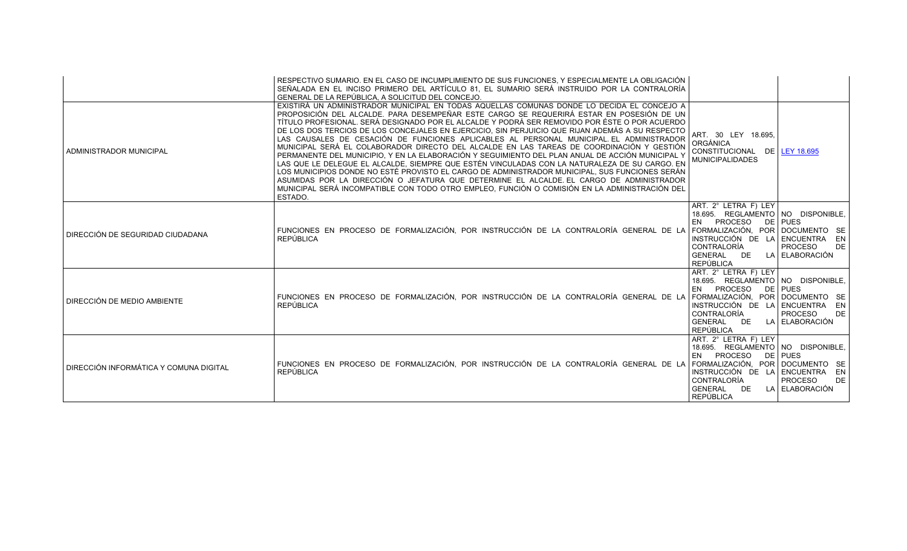| | | | |
|---|---|---|---|
| | RESPECTIVO SUMARIO. EN EL CASO DE INCUMPLIMIENTO DE SUS FUNCIONES, Y ESPECIALMENTE LA OBLIGACIÓN SEÑALADA EN EL INCISO PRIMERO DEL ARTÍCULO 81, EL SUMARIO SERÁ INSTRUIDO POR LA CONTRALORÍA GENERAL DE LA REPÚBLICA, A SOLICITUD DEL CONCEJO. | | |
| ADMINISTRADOR MUNICIPAL | EXISTIRÁ UN ADMINISTRADOR MUNICIPAL EN TODAS AQUELLAS COMUNAS DONDE LO DECIDA EL CONCEJO A PROPOSICIÓN DEL ALCALDE. PARA DESEMPEÑAR ESTE CARGO SE REQUERIRÁ ESTAR EN POSESIÓN DE UN TÍTULO PROFESIONAL. SERÁ DESIGNADO POR EL ALCALDE Y PODRÁ SER REMOVIDO POR ÉSTE O POR ACUERDO DE LOS DOS TERCIOS DE LOS CONCEJALES EN EJERCICIO, SIN PERJUICIO QUE RIJAN ADEMÁS A SU RESPECTO LAS CAUSALES DE CESACIÓN DE FUNCIONES APLICABLES AL PERSONAL MUNICIPAL. EL ADMINISTRADOR MUNICIPAL SERÁ EL COLABORADOR DIRECTO DEL ALCALDE EN LAS TAREAS DE COORDINACIÓN Y GESTIÓN PERMANENTE DEL MUNICIPIO, Y EN LA ELABORACIÓN Y SEGUIMIENTO DEL PLAN ANUAL DE ACCIÓN MUNICIPAL Y LAS QUE LE DELEGUE EL ALCALDE, SIEMPRE QUE ESTÉN VINCULADAS CON LA NATURALEZA DE SU CARGO. EN LOS MUNICIPIOS DONDE NO ESTÉ PROVISTO EL CARGO DE ADMINISTRADOR MUNICIPAL, SUS FUNCIONES SERÁN ASUMIDAS POR LA DIRECCIÓN O JEFATURA QUE DETERMINE EL ALCALDE. EL CARGO DE ADMINISTRADOR MUNICIPAL SERÁ INCOMPATIBLE CON TODO OTRO EMPLEO, FUNCIÓN O COMISIÓN EN LA ADMINISTRACIÓN DEL ESTADO. | ART. 30 LEY 18.695, ORGÁNICA CONSTITUCIONAL DE MUNICIPALIDADES | LEY 18.695 |
| DIRECCIÓN DE SEGURIDAD CIUDADANA | FUNCIONES EN PROCESO DE FORMALIZACIÓN, POR INSTRUCCIÓN DE LA CONTRALORÍA GENERAL DE LA REPÚBLICA | ART. 2° LETRA F) LEY 18.695. REGLAMENTO EN PROCESO DE FORMALIZACIÓN, POR INSTRUCCIÓN DE LA CONTRALORÍA GENERAL DE LA REPÚBLICA | NO DISPONIBLE, PUES DOCUMENTO SE ENCUENTRA EN PROCESO DE ELABORACIÓN |
| DIRECCIÓN DE MEDIO AMBIENTE | FUNCIONES EN PROCESO DE FORMALIZACIÓN, POR INSTRUCCIÓN DE LA CONTRALORÍA GENERAL DE LA REPÚBLICA | ART. 2° LETRA F) LEY 18.695. REGLAMENTO EN PROCESO DE FORMALIZACIÓN, POR INSTRUCCIÓN DE LA CONTRALORÍA GENERAL DE LA REPÚBLICA | NO DISPONIBLE, PUES DOCUMENTO SE ENCUENTRA EN PROCESO DE ELABORACIÓN |
| DIRECCIÓN INFORMÁTICA Y COMUNA DIGITAL | FUNCIONES EN PROCESO DE FORMALIZACIÓN, POR INSTRUCCIÓN DE LA CONTRALORÍA GENERAL DE LA REPÚBLICA | ART. 2° LETRA F) LEY 18.695. REGLAMENTO EN PROCESO DE FORMALIZACIÓN, POR INSTRUCCIÓN DE LA CONTRALORÍA GENERAL DE LA REPÚBLICA | NO DISPONIBLE, PUES DOCUMENTO SE ENCUENTRA EN PROCESO DE ELABORACIÓN |